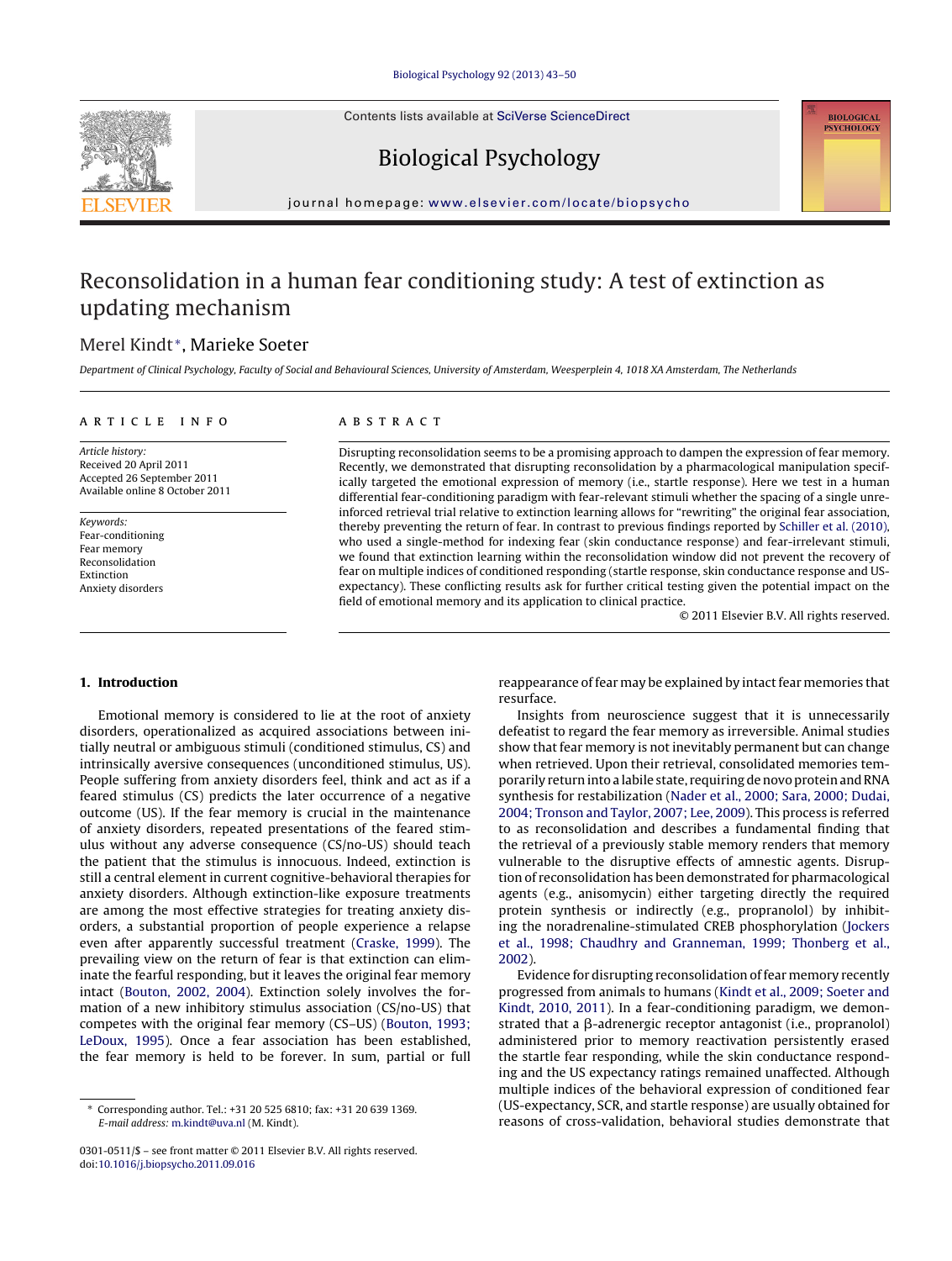# Reconsolidation in a human fear conditioning study: A test of extinction as updating mechanism

Merel Kindt*, Marieke Soeter

*Department of Clinical Psychology, Faculty of Social and Behavioural Sciences, University of Amsterdam, Weesperplein 4, 1018 XA Amsterdam, The Netherlands*

## ARTICLE INFO

*Article history:*
Received 20 April 2011
Accepted 26 September 2011
Available online 8 October 2011

*Keywords:*
Fear-conditioning
Fear memory
Reconsolidation
Extinction
Anxiety disorders

## ABSTRACT

Disrupting reconsolidation seems to be a promising approach to dampen the expression of fear memory. Recently, we demonstrated that disrupting reconsolidation by a pharmacological manipulation specifically targeted the emotional expression of memory (i.e., startle response). Here we test in a human differential fear-conditioning paradigm with fear-relevant stimuli whether the spacing of a single unreinforced retrieval trial relative to extinction learning allows for "rewriting" the original fear association, thereby preventing the return of fear. In contrast to previous findings reported by Schiller et al. (2010), who used a single-method for indexing fear (skin conductance response) and fear-irrelevant stimuli, we found that extinction learning within the reconsolidation window did not prevent the recovery of fear on multiple indices of conditioned responding (startle response, skin conductance response and US-expectancy). These conflicting results ask for further critical testing given the potential impact on the field of emotional memory and its application to clinical practice.

© 2011 Elsevier B.V. All rights reserved.

## 1. Introduction

Emotional memory is considered to lie at the root of anxiety disorders, operationalized as acquired associations between initially neutral or ambiguous stimuli (conditioned stimulus, CS) and intrinsically aversive consequences (unconditioned stimulus, US). People suffering from anxiety disorders feel, think and act as if a feared stimulus (CS) predicts the later occurrence of a negative outcome (US). If the fear memory is crucial in the maintenance of anxiety disorders, repeated presentations of the feared stimulus without any adverse consequence (CS/no-US) should teach the patient that the stimulus is innocuous. Indeed, extinction is still a central element in current cognitive-behavioral therapies for anxiety disorders. Although extinction-like exposure treatments are among the most effective strategies for treating anxiety disorders, a substantial proportion of people experience a relapse even after apparently successful treatment (Craske, 1999). The prevailing view on the return of fear is that extinction can eliminate the fearful responding, but it leaves the original fear memory intact (Bouton, 2002, 2004). Extinction solely involves the formation of a new inhibitory stimulus association (CS/no-US) that competes with the original fear memory (CS–US) (Bouton, 1993; LeDoux, 1995). Once a fear association has been established, the fear memory is held to be forever. In sum, partial or full reappearance of fear may be explained by intact fear memories that resurface.

Insights from neuroscience suggest that it is unnecessarily defeatist to regard the fear memory as irreversible. Animal studies show that fear memory is not inevitably permanent but can change when retrieved. Upon their retrieval, consolidated memories temporarily return into a labile state, requiring de novo protein and RNA synthesis for restabilization (Nader et al., 2000; Sara, 2000; Dudai, 2004; Tronson and Taylor, 2007; Lee, 2009). This process is referred to as reconsolidation and describes a fundamental finding that the retrieval of a previously stable memory renders that memory vulnerable to the disruptive effects of amnestic agents. Disruption of reconsolidation has been demonstrated for pharmacological agents (e.g., anisomycin) either targeting directly the required protein synthesis or indirectly (e.g., propranolol) by inhibiting the noradrenaline-stimulated CREB phosphorylation (Jockers et al., 1998; Chaudhry and Granneman, 1999; Thonberg et al., 2002).

Evidence for disrupting reconsolidation of fear memory recently progressed from animals to humans (Kindt et al., 2009; Soeter and Kindt, 2010, 2011). In a fear-conditioning paradigm, we demonstrated that a β-adrenergic receptor antagonist (i.e., propranolol) administered prior to memory reactivation persistently erased the startle fear responding, while the skin conductance responding and the US expectancy ratings remained unaffected. Although multiple indices of the behavioral expression of conditioned fear (US-expectancy, SCR, and startle response) are usually obtained for reasons of cross-validation, behavioral studies demonstrate that

---

\* Corresponding author. Tel.: +31 20 525 6810; fax: +31 20 639 1369.
*E-mail address:* m.kindt@uva.nl (M. Kindt).

0301-0511/$ – see front matter © 2011 Elsevier B.V. All rights reserved.
doi:10.1016/j.biopsycho.2011.09.016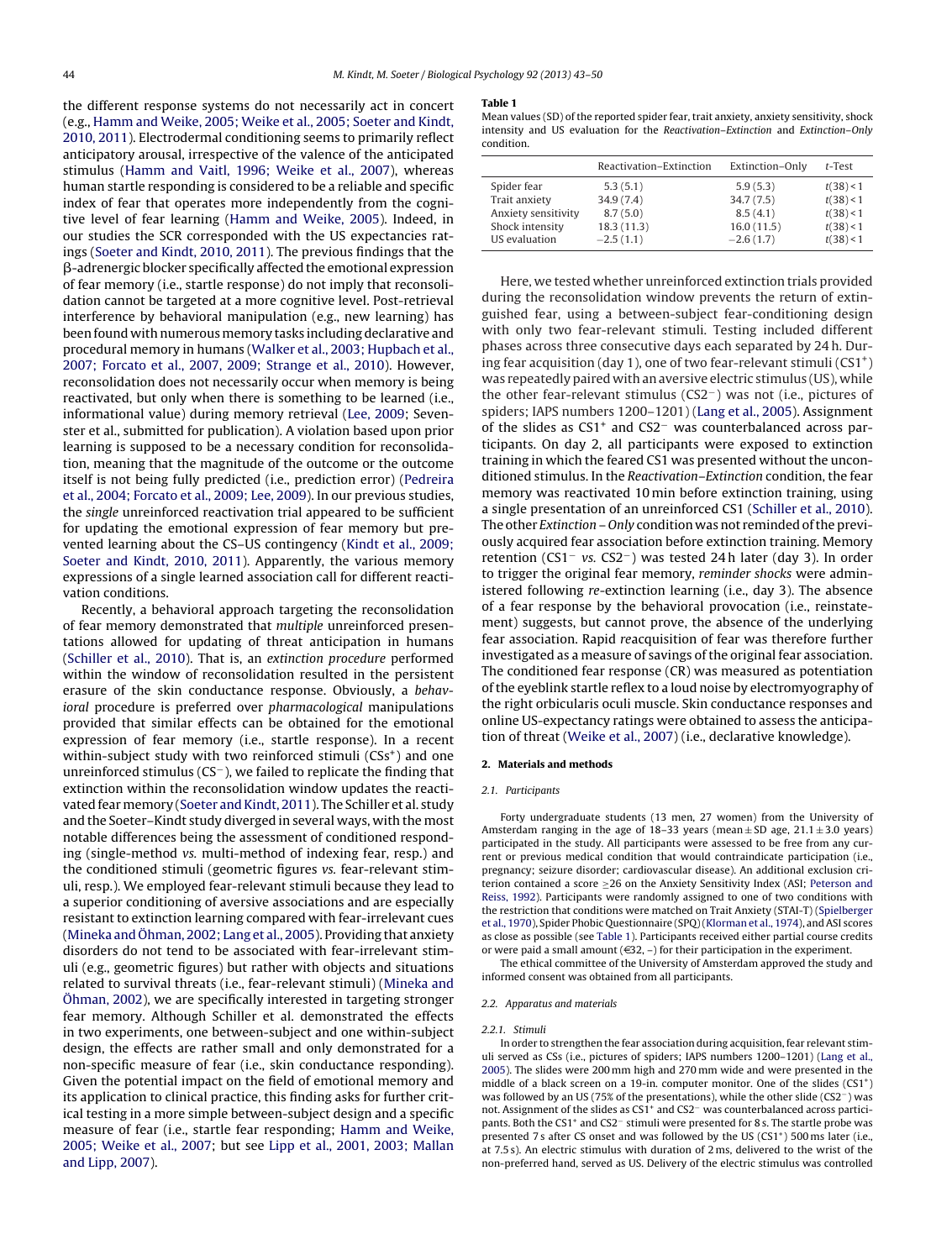the different response systems do not necessarily act in concert (e.g., Hamm and Weike, 2005; Weike et al., 2005; Soeter and Kindt, 2010, 2011). Electrodermal conditioning seems to primarily reflect anticipatory arousal, irrespective of the valence of the anticipated stimulus (Hamm and Vaitl, 1996; Weike et al., 2007), whereas human startle responding is considered to be a reliable and specific index of fear that operates more independently from the cognitive level of fear learning (Hamm and Weike, 2005). Indeed, in our studies the SCR corresponded with the US expectancies ratings (Soeter and Kindt, 2010, 2011). The previous findings that the β-adrenergic blocker specifically affected the emotional expression of fear memory (i.e., startle response) do not imply that reconsolidation cannot be targeted at a more cognitive level. Post-retrieval interference by behavioral manipulation (e.g., new learning) has been found with numerous memory tasks including declarative and procedural memory in humans (Walker et al., 2003; Hupbach et al., 2007; Forcato et al., 2007, 2009; Strange et al., 2010). However, reconsolidation does not necessarily occur when memory is being reactivated, but only when there is something to be learned (i.e., informational value) during memory retrieval (Lee, 2009; Sevenster et al., submitted for publication). A violation based upon prior learning is supposed to be a necessary condition for reconsolidation, meaning that the magnitude of the outcome or the outcome itself is not being fully predicted (i.e., prediction error) (Pedreira et al., 2004; Forcato et al., 2009; Lee, 2009). In our previous studies, the *single* unreinforced reactivation trial appeared to be sufficient for updating the emotional expression of fear memory but prevented learning about the CS–US contingency (Kindt et al., 2009; Soeter and Kindt, 2010, 2011). Apparently, the various memory expressions of a single learned association call for different reactivation conditions.

Recently, a behavioral approach targeting the reconsolidation of fear memory demonstrated that *multiple* unreinforced presentations allowed for updating of threat anticipation in humans (Schiller et al., 2010). That is, an *extinction procedure* performed within the window of reconsolidation resulted in the persistent erasure of the skin conductance response. Obviously, a *behavioral* procedure is preferred over *pharmacological* manipulations provided that similar effects can be obtained for the emotional expression of fear memory (i.e., startle response). In a recent within-subject study with two reinforced stimuli (CSs⁺) and one unreinforced stimulus (CS⁻), we failed to replicate the finding that extinction within the reconsolidation window updates the reactivated fear memory (Soeter and Kindt, 2011). The Schiller et al. study and the Soeter–Kindt study diverged in several ways, with the most notable differences being the assessment of conditioned responding (single-method *vs.* multi-method of indexing fear, resp.) and the conditioned stimuli (geometric figures *vs.* fear-relevant stimuli, resp.). We employed fear-relevant stimuli because they lead to a superior conditioning of aversive associations and are especially resistant to extinction learning compared with fear-irrelevant cues (Mineka and Öhman, 2002; Lang et al., 2005). Providing that anxiety disorders do not tend to be associated with fear-irrelevant stimuli (e.g., geometric figures) but rather with objects and situations related to survival threats (i.e., fear-relevant stimuli) (Mineka and Öhman, 2002), we are specifically interested in targeting stronger fear memory. Although Schiller et al. demonstrated the effects in two experiments, one between-subject and one within-subject design, the effects are rather small and only demonstrated for a non-specific measure of fear (i.e., skin conductance responding). Given the potential impact on the field of emotional memory and its application to clinical practice, this finding asks for further critical testing in a more simple between-subject design and a specific measure of fear (i.e., startle fear responding; Hamm and Weike, 2005; Weike et al., 2007; but see Lipp et al., 2001, 2003; Mallan and Lipp, 2007).

**Table 1**
Mean values (SD) of the reported spider fear, trait anxiety, anxiety sensitivity, shock intensity and US evaluation for the *Reactivation–Extinction* and *Extinction–Only* condition.

| | Reactivation–Extinction | Extinction–Only | t-Test |
|---|---|---|---|
| Spider fear | 5.3 (5.1) | 5.9 (5.3) | $t(38) < 1$ |
| Trait anxiety | 34.9 (7.4) | 34.7 (7.5) | $t(38) < 1$ |
| Anxiety sensitivity | 8.7 (5.0) | 8.5 (4.1) | $t(38) < 1$ |
| Shock intensity | 18.3 (11.3) | 16.0 (11.5) | $t(38) < 1$ |
| US evaluation | −2.5 (1.1) | −2.6 (1.7) | $t(38) < 1$ |

Here, we tested whether unreinforced extinction trials provided during the reconsolidation window prevents the return of extinguished fear, using a between-subject fear-conditioning design with only two fear-relevant stimuli. Testing included different phases across three consecutive days each separated by 24 h. During fear acquisition (day 1), one of two fear-relevant stimuli (CS1⁺) was repeatedly paired with an aversive electric stimulus (US), while the other fear-relevant stimulus (CS2⁻) was not (i.e., pictures of spiders; IAPS numbers 1200–1201) (Lang et al., 2005). Assignment of the slides as CS1⁺ and CS2⁻ was counterbalanced across participants. On day 2, all participants were exposed to extinction training in which the feared CS1 was presented without the unconditioned stimulus. In the *Reactivation–Extinction* condition, the fear memory was reactivated 10 min before extinction training, using a single presentation of an unreinforced CS1 (Schiller et al., 2010). The other *Extinction – Only* condition was not reminded of the previously acquired fear association before extinction training. Memory retention (CS1⁻ *vs.* CS2⁻) was tested 24 h later (day 3). In order to trigger the original fear memory, *reminder shocks* were administered following *re*-extinction learning (i.e., day 3). The absence of a fear response by the behavioral provocation (i.e., reinstatement) suggests, but cannot prove, the absence of the underlying fear association. Rapid *re*acquisition of fear was therefore further investigated as a measure of savings of the original fear association. The conditioned fear response (CR) was measured as potentiation of the eyeblink startle reflex to a loud noise by electromyography of the right orbicularis oculi muscle. Skin conductance responses and online US-expectancy ratings were obtained to assess the anticipation of threat (Weike et al., 2007) (i.e., declarative knowledge).

## 2. Materials and methods

### 2.1. Participants

Forty undergraduate students (13 men, 27 women) from the University of Amsterdam ranging in the age of 18–33 years (mean ± SD age, 21.1 ± 3.0 years) participated in the study. All participants were assessed to be free from any current or previous medical condition that would contraindicate participation (i.e., pregnancy; seizure disorder; cardiovascular disease). An additional exclusion criterion contained a score ≥26 on the Anxiety Sensitivity Index (ASI; Peterson and Reiss, 1992). Participants were randomly assigned to one of two conditions with the restriction that conditions were matched on Trait Anxiety (STAI-T) (Spielberger et al., 1970), Spider Phobic Questionnaire (SPQ) (Klorman et al., 1974), and ASI scores as close as possible (see Table 1). Participants received either partial course credits or were paid a small amount (€32, –) for their participation in the experiment.

The ethical committee of the University of Amsterdam approved the study and informed consent was obtained from all participants.

### 2.2. Apparatus and materials

#### 2.2.1. Stimuli

In order to strengthen the fear association during acquisition, fear relevant stimuli served as CSs (i.e., pictures of spiders; IAPS numbers 1200–1201) (Lang et al., 2005). The slides were 200 mm high and 270 mm wide and were presented in the middle of a black screen on a 19-in. computer monitor. One of the slides (CS1⁺) was followed by an US (75% of the presentations), while the other slide (CS2⁻) was not. Assignment of the slides as CS1⁺ and CS2⁻ was counterbalanced across participants. Both the CS1⁺ and CS2⁻ stimuli were presented for 8 s. The startle probe was presented 7 s after CS onset and was followed by the US (CS1⁺) 500 ms later (i.e., at 7.5 s). An electric stimulus with duration of 2 ms, delivered to the wrist of the non-preferred hand, served as US. Delivery of the electric stimulus was controlled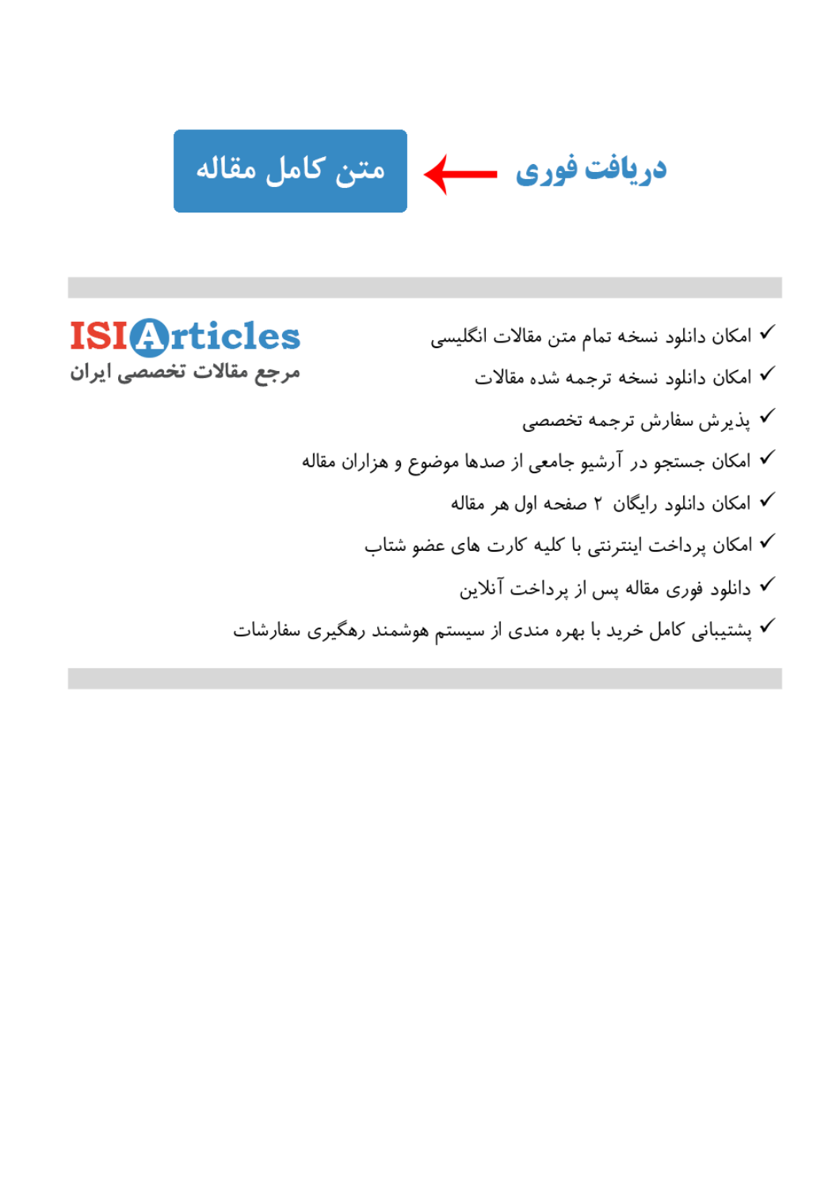دریافت فوری ← متن کامل مقاله

**ISIArticles**
مرجع مقالات تخصصی ایران

- ✓ امکان دانلود نسخه تمام متن مقالات انگلیسی
- ✓ امکان دانلود نسخه ترجمه شده مقالات
- ✓ پذیرش سفارش ترجمه تخصصی
- ✓ امکان جستجو در آرشیو جامعی از صدها موضوع و هزاران مقاله
- ✓ امکان دانلود رایگان ۲ صفحه اول هر مقاله
- ✓ امکان پرداخت اینترنتی با کلیه کارت های عضو شتاب
- ✓ دانلود فوری مقاله پس از پرداخت آنلاین
- ✓ پشتیبانی کامل خرید با بهره مندی از سیستم هوشمند رهگیری سفارشات